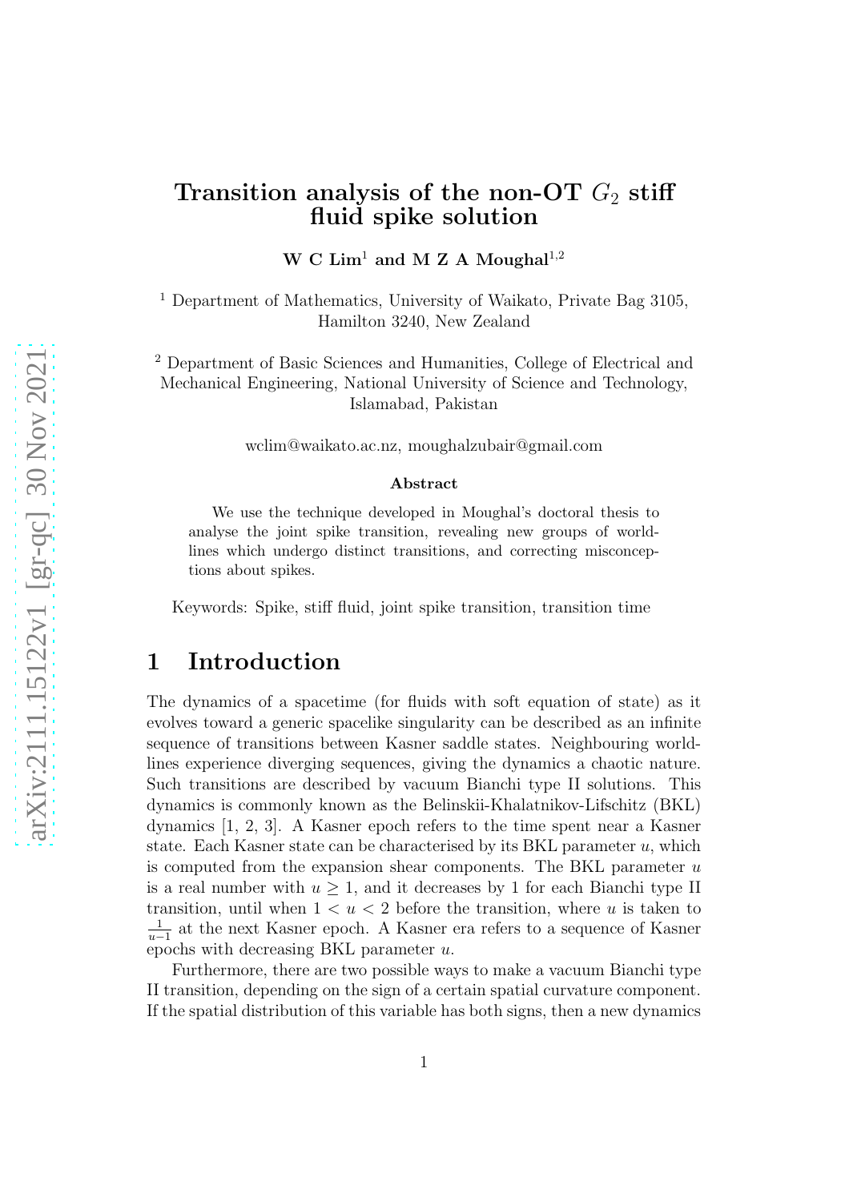# Transition analysis of the non-OT $G_2$ stiff fluid spike solution

**W C Lim[1] and M Z A Moughal[1,2]**

[1] Department of Mathematics, University of Waikato, Private Bag 3105, Hamilton 3240, New Zealand

[2] Department of Basic Sciences and Humanities, College of Electrical and Mechanical Engineering, National University of Science and Technology, Islamabad, Pakistan

wclim@waikato.ac.nz, moughalzubair@gmail.com

### Abstract

We use the technique developed in Moughal's doctoral thesis to analyse the joint spike transition, revealing new groups of worldlines which undergo distinct transitions, and correcting misconceptions about spikes.

Keywords: Spike, stiff fluid, joint spike transition, transition time

## 1 Introduction

The dynamics of a spacetime (for fluids with soft equation of state) as it evolves toward a generic spacelike singularity can be described as an infinite sequence of transitions between Kasner saddle states. Neighbouring worldlines experience diverging sequences, giving the dynamics a chaotic nature. Such transitions are described by vacuum Bianchi type II solutions. This dynamics is commonly known as the Belinskii-Khalatnikov-Lifschitz (BKL) dynamics [1, 2, 3]. A Kasner epoch refers to the time spent near a Kasner state. Each Kasner state can be characterised by its BKL parameter $u$, which is computed from the expansion shear components. The BKL parameter $u$ is a real number with $u \geq 1$, and it decreases by 1 for each Bianchi type II transition, until when $1 < u < 2$ before the transition, where $u$ is taken to $\frac{1}{u-1}$ at the next Kasner epoch. A Kasner era refers to a sequence of Kasner epochs with decreasing BKL parameter $u$.

Furthermore, there are two possible ways to make a vacuum Bianchi type II transition, depending on the sign of a certain spatial curvature component. If the spatial distribution of this variable has both signs, then a new dynamics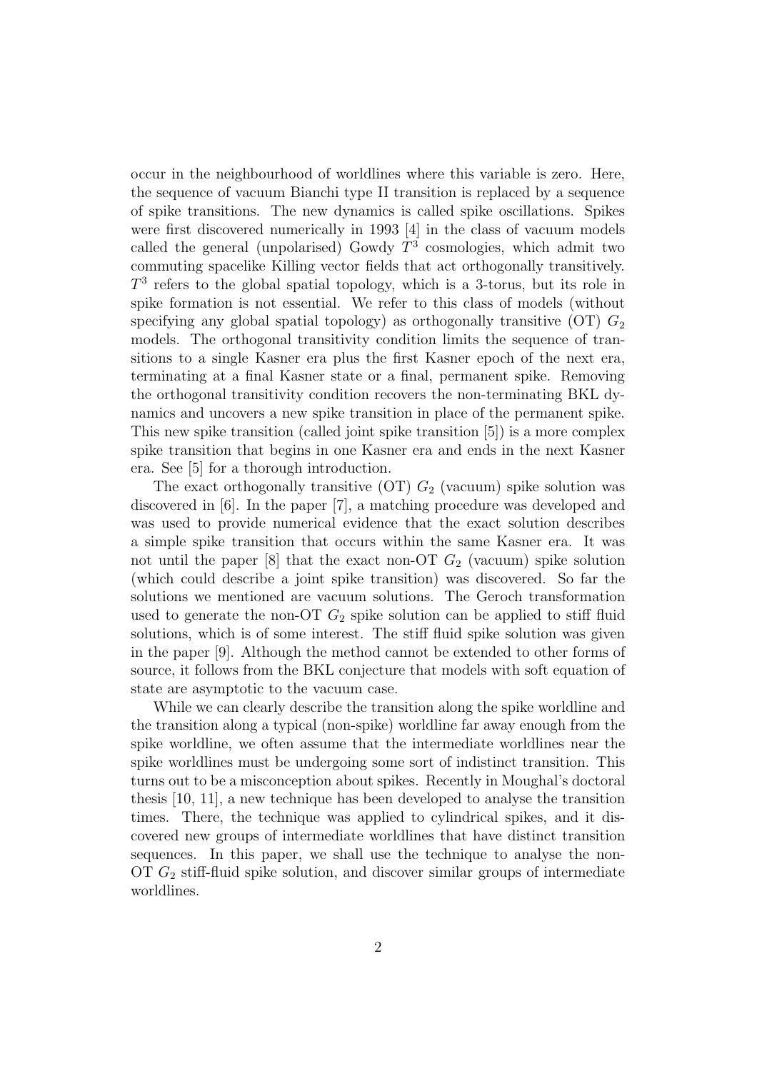occur in the neighbourhood of worldlines where this variable is zero. Here, the sequence of vacuum Bianchi type II transition is replaced by a sequence of spike transitions. The new dynamics is called spike oscillations. Spikes were first discovered numerically in 1993 [4] in the class of vacuum models called the general (unpolarised) Gowdy $T^3$ cosmologies, which admit two commuting spacelike Killing vector fields that act orthogonally transitively. $T^3$ refers to the global spatial topology, which is a 3-torus, but its role in spike formation is not essential. We refer to this class of models (without specifying any global spatial topology) as orthogonally transitive (OT) $G_2$ models. The orthogonal transitivity condition limits the sequence of transitions to a single Kasner era plus the first Kasner epoch of the next era, terminating at a final Kasner state or a final, permanent spike. Removing the orthogonal transitivity condition recovers the non-terminating BKL dynamics and uncovers a new spike transition in place of the permanent spike. This new spike transition (called joint spike transition [5]) is a more complex spike transition that begins in one Kasner era and ends in the next Kasner era. See [5] for a thorough introduction.

The exact orthogonally transitive (OT) $G_2$ (vacuum) spike solution was discovered in [6]. In the paper [7], a matching procedure was developed and was used to provide numerical evidence that the exact solution describes a simple spike transition that occurs within the same Kasner era. It was not until the paper [8] that the exact non-OT $G_2$ (vacuum) spike solution (which could describe a joint spike transition) was discovered. So far the solutions we mentioned are vacuum solutions. The Geroch transformation used to generate the non-OT $G_2$ spike solution can be applied to stiff fluid solutions, which is of some interest. The stiff fluid spike solution was given in the paper [9]. Although the method cannot be extended to other forms of source, it follows from the BKL conjecture that models with soft equation of state are asymptotic to the vacuum case.

While we can clearly describe the transition along the spike worldline and the transition along a typical (non-spike) worldline far away enough from the spike worldline, we often assume that the intermediate worldlines near the spike worldlines must be undergoing some sort of indistinct transition. This turns out to be a misconception about spikes. Recently in Moughal's doctoral thesis [10, 11], a new technique has been developed to analyse the transition times. There, the technique was applied to cylindrical spikes, and it discovered new groups of intermediate worldlines that have distinct transition sequences. In this paper, we shall use the technique to analyse the non-OT $G_2$ stiff-fluid spike solution, and discover similar groups of intermediate worldlines.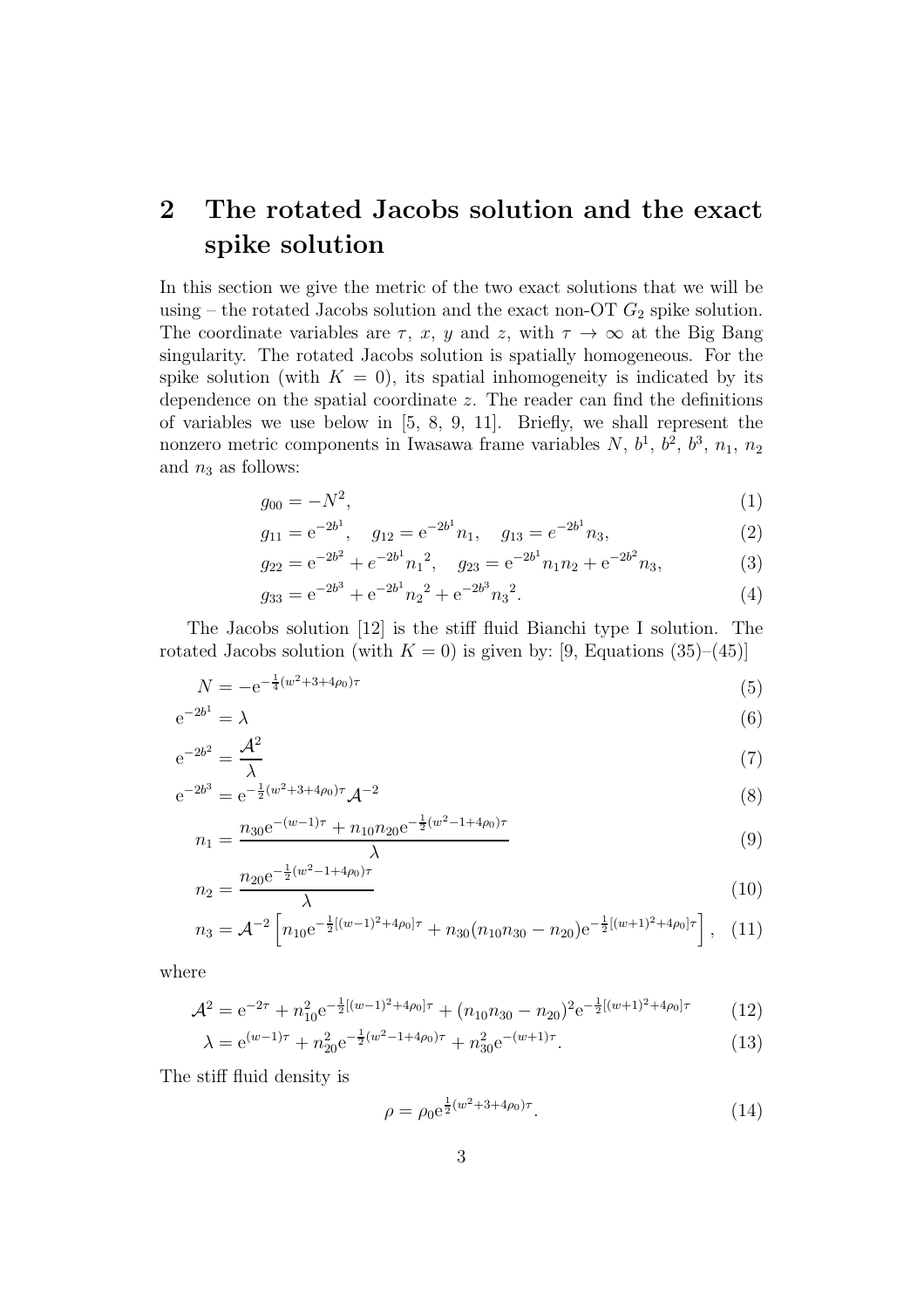## 2 The rotated Jacobs solution and the exact spike solution

In this section we give the metric of the two exact solutions that we will be using – the rotated Jacobs solution and the exact non-OT $G_2$ spike solution. The coordinate variables are $\tau$, $x$, $y$ and $z$, with $\tau \to \infty$ at the Big Bang singularity. The rotated Jacobs solution is spatially homogeneous. For the spike solution (with $K = 0$), its spatial inhomogeneity is indicated by its dependence on the spatial coordinate $z$. The reader can find the definitions of variables we use below in [5, 8, 9, 11]. Briefly, we shall represent the nonzero metric components in Iwasawa frame variables $N$, $b^1$, $b^2$, $b^3$, $n_1$, $n_2$ and $n_3$ as follows:

$$g_{00} = -N^2, \tag{1}$$

$$g_{11} = \mathrm{e}^{-2b^1}, \quad g_{12} = \mathrm{e}^{-2b^1} n_1, \quad g_{13} = e^{-2b^1} n_3, \tag{2}$$

$$g_{22} = \mathrm{e}^{-2b^2} + e^{-2b^1} {n_1}^2, \quad g_{23} = \mathrm{e}^{-2b^1} n_1 n_2 + \mathrm{e}^{-2b^2} n_3, \tag{3}$$

$$g_{33} = \mathrm{e}^{-2b^3} + \mathrm{e}^{-2b^1} {n_2}^2 + \mathrm{e}^{-2b^3} {n_3}^2. \tag{4}$$

The Jacobs solution [12] is the stiff fluid Bianchi type I solution. The rotated Jacobs solution (with $K = 0$) is given by: [9, Equations (35)–(45)]

$$N = -\mathrm{e}^{-\frac{1}{4}(w^2+3+4\rho_0)\tau} \tag{5}$$

$$\mathrm{e}^{-2b^1} = \lambda \tag{6}$$

$$\mathrm{e}^{-2b^2} = \frac{\mathcal{A}^2}{\lambda} \tag{7}$$

$$\mathrm{e}^{-2b^3} = \mathrm{e}^{-\frac{1}{2}(w^2+3+4\rho_0)\tau} \mathcal{A}^{-2} \tag{8}$$

$$n_1 = \frac{n_{30}\mathrm{e}^{-(w-1)\tau} + n_{10}n_{20}\mathrm{e}^{-\frac{1}{2}(w^2-1+4\rho_0)\tau}}{\lambda} \tag{9}$$

$$n_2 = \frac{n_{20}\mathrm{e}^{-\frac{1}{2}(w^2-1+4\rho_0)\tau}}{\lambda} \tag{10}$$

$$n_3 = \mathcal{A}^{-2}\left[n_{10}\mathrm{e}^{-\frac{1}{2}[(w-1)^2+4\rho_0]\tau} + n_{30}(n_{10}n_{30} - n_{20})\mathrm{e}^{-\frac{1}{2}[(w+1)^2+4\rho_0]\tau}\right], \tag{11}$$

where

$$\mathcal{A}^2 = \mathrm{e}^{-2\tau} + n_{10}^2\mathrm{e}^{-\frac{1}{2}[(w-1)^2+4\rho_0]\tau} + (n_{10}n_{30} - n_{20})^2\mathrm{e}^{-\frac{1}{2}[(w+1)^2+4\rho_0]\tau} \tag{12}$$

$$\lambda = \mathrm{e}^{(w-1)\tau} + n_{20}^2\mathrm{e}^{-\frac{1}{2}(w^2-1+4\rho_0)\tau} + n_{30}^2\mathrm{e}^{-(w+1)\tau}. \tag{13}$$

The stiff fluid density is

$$\rho = \rho_0\mathrm{e}^{\frac{1}{2}(w^2+3+4\rho_0)\tau}. \tag{14}$$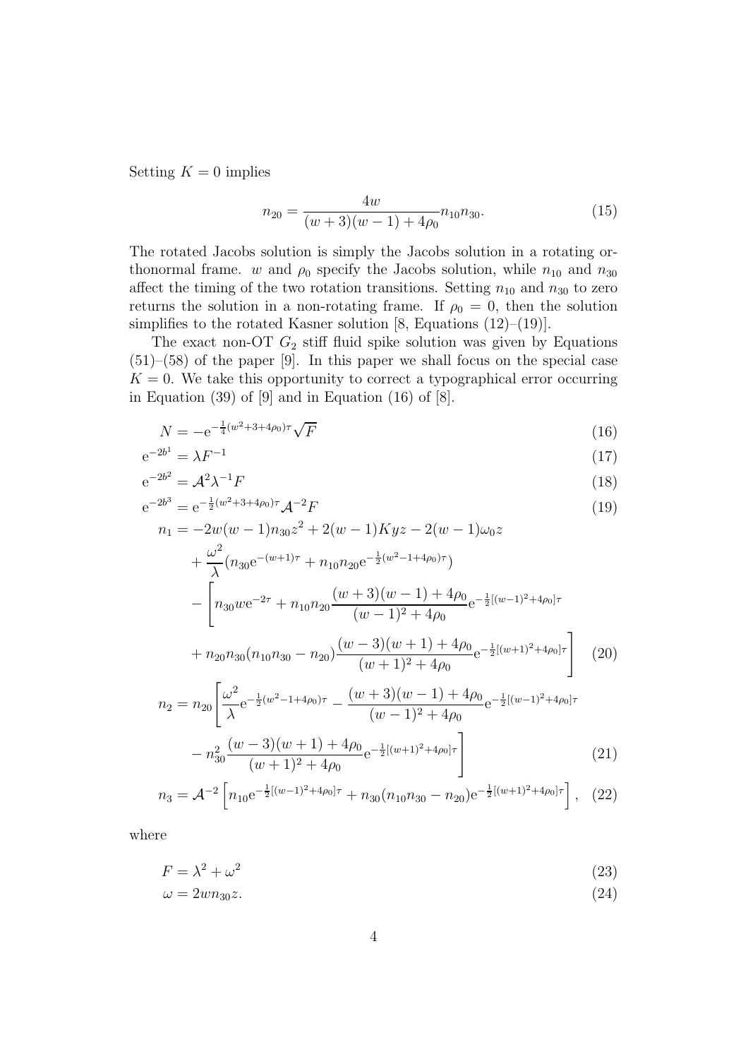Setting $K = 0$ implies

$$n_{20} = \frac{4w}{(w+3)(w-1)+4\rho_0} n_{10} n_{30}. \tag{15}$$

The rotated Jacobs solution is simply the Jacobs solution in a rotating orthonormal frame. $w$ and $\rho_0$ specify the Jacobs solution, while $n_{10}$ and $n_{30}$ affect the timing of the two rotation transitions. Setting $n_{10}$ and $n_{30}$ to zero returns the solution in a non-rotating frame. If $\rho_0 = 0$, then the solution simplifies to the rotated Kasner solution [8, Equations (12)–(19)].

The exact non-OT $G_2$ stiff fluid spike solution was given by Equations (51)–(58) of the paper [9]. In this paper we shall focus on the special case $K = 0$. We take this opportunity to correct a typographical error occurring in Equation (39) of [9] and in Equation (16) of [8].

$$N = -\mathrm{e}^{-\frac{1}{4}(w^2+3+4\rho_0)\tau}\sqrt{F} \tag{16}$$

$$\mathrm{e}^{-2b^1} = \lambda F^{-1} \tag{17}$$

$$\mathrm{e}^{-2b^2} = \mathcal{A}^2\lambda^{-1}F \tag{18}$$

$$\mathrm{e}^{-2b^3} = \mathrm{e}^{-\frac{1}{2}(w^2+3+4\rho_0)\tau}\mathcal{A}^{-2}F \tag{19}$$

$$\begin{aligned} n_1 = &-2w(w-1)n_{30}z^2 + 2(w-1)Kyz - 2(w-1)\omega_0 z \\ &+ \frac{\omega^2}{\lambda}(n_{30}\mathrm{e}^{-(w+1)\tau} + n_{10}n_{20}\mathrm{e}^{-\frac{1}{2}(w^2-1+4\rho_0)\tau}) \\ &- \Bigg[ n_{30}w\mathrm{e}^{-2\tau} + n_{10}n_{20}\frac{(w+3)(w-1)+4\rho_0}{(w-1)^2+4\rho_0}\mathrm{e}^{-\frac{1}{2}[(w-1)^2+4\rho_0]\tau} \\ &+ n_{20}n_{30}(n_{10}n_{30}-n_{20})\frac{(w-3)(w+1)+4\rho_0}{(w+1)^2+4\rho_0}\mathrm{e}^{-\frac{1}{2}[(w+1)^2+4\rho_0]\tau} \Bigg] \end{aligned} \tag{20}$$

$$\begin{aligned} n_2 = n_{20}\Bigg[ &\frac{\omega^2}{\lambda}\mathrm{e}^{-\frac{1}{2}(w^2-1+4\rho_0)\tau} - \frac{(w+3)(w-1)+4\rho_0}{(w-1)^2+4\rho_0}\mathrm{e}^{-\frac{1}{2}[(w-1)^2+4\rho_0]\tau} \\ &- n_{30}^2\frac{(w-3)(w+1)+4\rho_0}{(w+1)^2+4\rho_0}\mathrm{e}^{-\frac{1}{2}[(w+1)^2+4\rho_0]\tau} \Bigg] \end{aligned} \tag{21}$$

$$n_3 = \mathcal{A}^{-2}\left[ n_{10}\mathrm{e}^{-\frac{1}{2}[(w-1)^2+4\rho_0]\tau} + n_{30}(n_{10}n_{30}-n_{20})\mathrm{e}^{-\frac{1}{2}[(w+1)^2+4\rho_0]\tau} \right], \tag{22}$$

where

$$F = \lambda^2 + \omega^2 \tag{23}$$

$$\omega = 2wn_{30}z. \tag{24}$$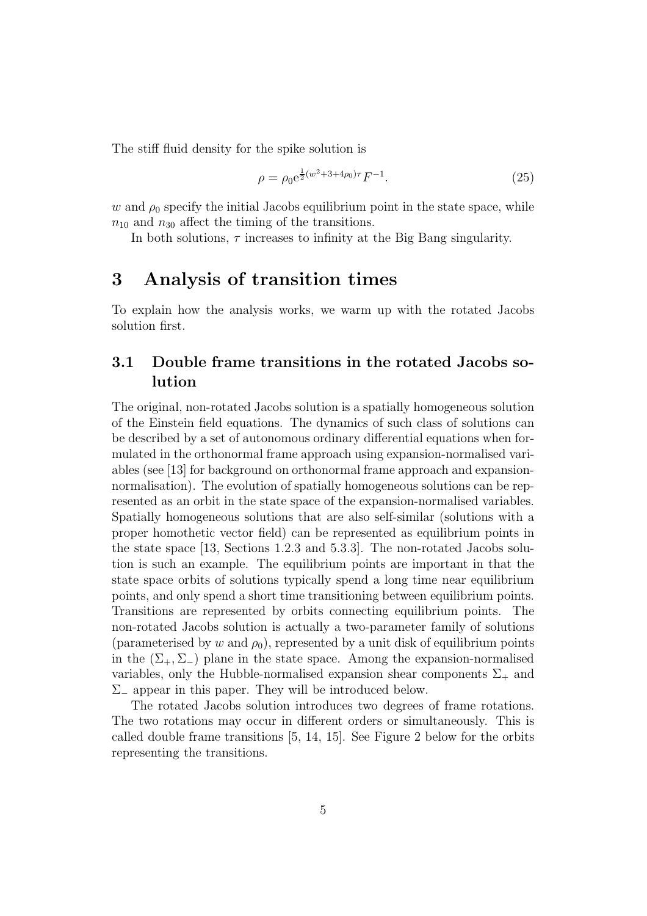The stiff fluid density for the spike solution is

$$\rho = \rho_0 \mathrm{e}^{\frac{1}{2}(w^2+3+4\rho_0)\tau} F^{-1}. \tag{25}$$

$w$ and $\rho_0$ specify the initial Jacobs equilibrium point in the state space, while $n_{10}$ and $n_{30}$ affect the timing of the transitions.

In both solutions, $\tau$ increases to infinity at the Big Bang singularity.

# 3 Analysis of transition times

To explain how the analysis works, we warm up with the rotated Jacobs solution first.

## 3.1 Double frame transitions in the rotated Jacobs solution

The original, non-rotated Jacobs solution is a spatially homogeneous solution of the Einstein field equations. The dynamics of such class of solutions can be described by a set of autonomous ordinary differential equations when formulated in the orthonormal frame approach using expansion-normalised variables (see [13] for background on orthonormal frame approach and expansion-normalisation). The evolution of spatially homogeneous solutions can be represented as an orbit in the state space of the expansion-normalised variables. Spatially homogeneous solutions that are also self-similar (solutions with a proper homothetic vector field) can be represented as equilibrium points in the state space [13, Sections 1.2.3 and 5.3.3]. The non-rotated Jacobs solution is such an example. The equilibrium points are important in that the state space orbits of solutions typically spend a long time near equilibrium points, and only spend a short time transitioning between equilibrium points. Transitions are represented by orbits connecting equilibrium points. The non-rotated Jacobs solution is actually a two-parameter family of solutions (parameterised by $w$ and $\rho_0$), represented by a unit disk of equilibrium points in the $(\Sigma_+, \Sigma_-)$ plane in the state space. Among the expansion-normalised variables, only the Hubble-normalised expansion shear components $\Sigma_+$ and $\Sigma_-$ appear in this paper. They will be introduced below.

The rotated Jacobs solution introduces two degrees of frame rotations. The two rotations may occur in different orders or simultaneously. This is called double frame transitions [5, 14, 15]. See Figure 2 below for the orbits representing the transitions.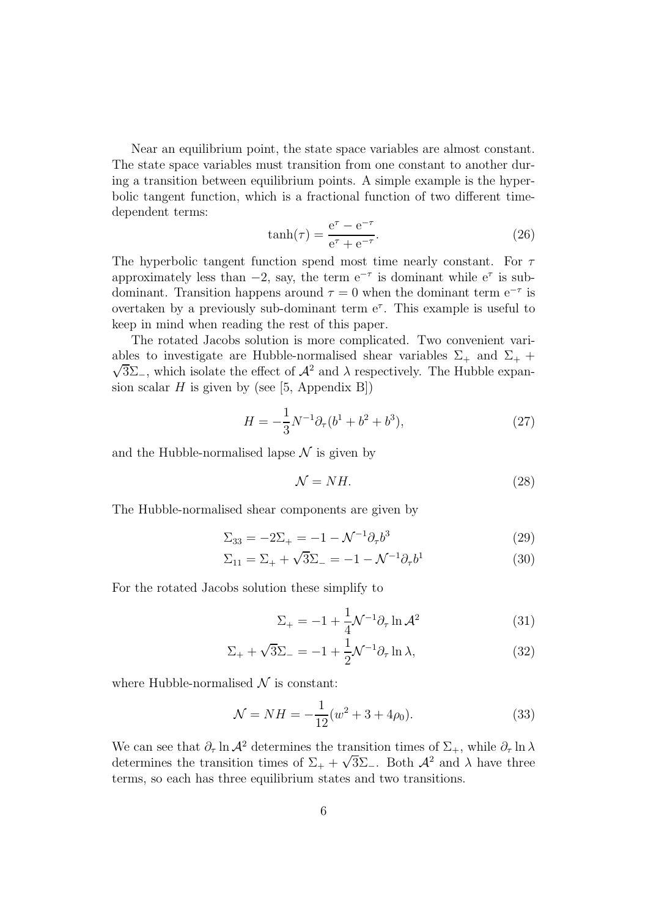Near an equilibrium point, the state space variables are almost constant. The state space variables must transition from one constant to another during a transition between equilibrium points. A simple example is the hyperbolic tangent function, which is a fractional function of two different time-dependent terms:

$$\tanh(\tau) = \frac{e^{\tau} - e^{-\tau}}{e^{\tau} + e^{-\tau}}. \tag{26}$$

The hyperbolic tangent function spend most time nearly constant. For $\tau$ approximately less than $-2$, say, the term $e^{-\tau}$ is dominant while $e^{\tau}$ is sub-dominant. Transition happens around $\tau = 0$ when the dominant term $e^{-\tau}$ is overtaken by a previously sub-dominant term $e^{\tau}$. This example is useful to keep in mind when reading the rest of this paper.

The rotated Jacobs solution is more complicated. Two convenient variables to investigate are Hubble-normalised shear variables $\Sigma_+$ and $\Sigma_+ + \sqrt{3}\Sigma_-$, which isolate the effect of $\mathcal{A}^2$ and $\lambda$ respectively. The Hubble expansion scalar $H$ is given by (see [5, Appendix B])

$$H = -\frac{1}{3} N^{-1} \partial_\tau (b^1 + b^2 + b^3), \tag{27}$$

and the Hubble-normalised lapse $\mathcal{N}$ is given by

$$\mathcal{N} = NH. \tag{28}$$

The Hubble-normalised shear components are given by

$$\Sigma_{33} = -2\Sigma_+ = -1 - \mathcal{N}^{-1} \partial_\tau b^3 \tag{29}$$

$$\Sigma_{11} = \Sigma_+ + \sqrt{3}\Sigma_- = -1 - \mathcal{N}^{-1} \partial_\tau b^1 \tag{30}$$

For the rotated Jacobs solution these simplify to

$$\Sigma_+ = -1 + \frac{1}{4} \mathcal{N}^{-1} \partial_\tau \ln \mathcal{A}^2 \tag{31}$$

$$\Sigma_+ + \sqrt{3}\Sigma_- = -1 + \frac{1}{2} \mathcal{N}^{-1} \partial_\tau \ln \lambda, \tag{32}$$

where Hubble-normalised $\mathcal{N}$ is constant:

$$\mathcal{N} = NH = -\frac{1}{12}(w^2 + 3 + 4\rho_0). \tag{33}$$

We can see that $\partial_\tau \ln \mathcal{A}^2$ determines the transition times of $\Sigma_+$, while $\partial_\tau \ln \lambda$ determines the transition times of $\Sigma_+ + \sqrt{3}\Sigma_-$. Both $\mathcal{A}^2$ and $\lambda$ have three terms, so each has three equilibrium states and two transitions.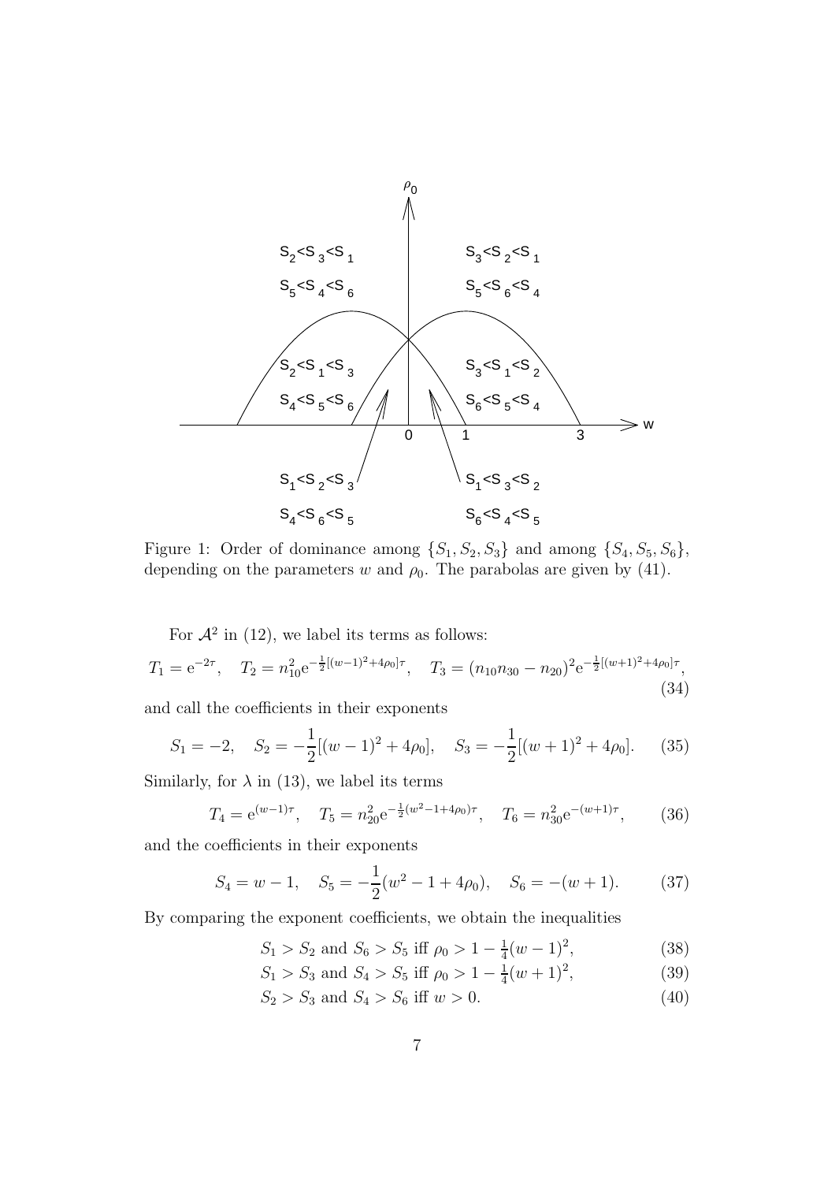Figure 1: Order of dominance among $\{S_1, S_2, S_3\}$ and among $\{S_4, S_5, S_6\}$, depending on the parameters $w$ and $\rho_0$. The parabolas are given by (41).

For $\mathcal{A}^2$ in (12), we label its terms as follows:

$$T_1 = \mathrm{e}^{-2\tau}, \quad T_2 = n_{10}^2 \mathrm{e}^{-\frac{1}{2}[(w-1)^2+4\rho_0]\tau}, \quad T_3 = (n_{10}n_{30} - n_{20})^2 \mathrm{e}^{-\frac{1}{2}[(w+1)^2+4\rho_0]\tau}, \tag{34}$$

and call the coefficients in their exponents

$$S_1 = -2, \quad S_2 = -\frac{1}{2}[(w-1)^2 + 4\rho_0], \quad S_3 = -\frac{1}{2}[(w+1)^2 + 4\rho_0]. \tag{35}$$

Similarly, for $\lambda$ in (13), we label its terms

$$T_4 = \mathrm{e}^{(w-1)\tau}, \quad T_5 = n_{20}^2 \mathrm{e}^{-\frac{1}{2}(w^2-1+4\rho_0)\tau}, \quad T_6 = n_{30}^2 \mathrm{e}^{-(w+1)\tau}, \tag{36}$$

and the coefficients in their exponents

$$S_4 = w - 1, \quad S_5 = -\frac{1}{2}(w^2 - 1 + 4\rho_0), \quad S_6 = -(w+1). \tag{37}$$

By comparing the exponent coefficients, we obtain the inequalities

$$S_1 > S_2 \text{ and } S_6 > S_5 \text{ iff } \rho_0 > 1 - \tfrac{1}{4}(w-1)^2, \tag{38}$$

$$S_1 > S_3 \text{ and } S_4 > S_5 \text{ iff } \rho_0 > 1 - \tfrac{1}{4}(w+1)^2, \tag{39}$$

$$S_2 > S_3 \text{ and } S_4 > S_6 \text{ iff } w > 0. \tag{40}$$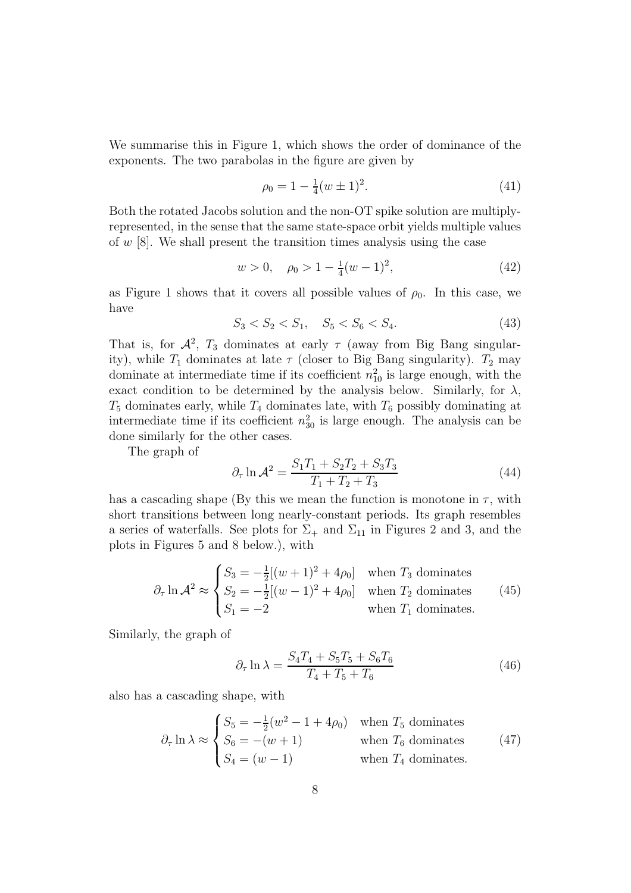We summarise this in Figure 1, which shows the order of dominance of the exponents. The two parabolas in the figure are given by

$$\rho_0 = 1 - \tfrac{1}{4}(w \pm 1)^2. \tag{41}$$

Both the rotated Jacobs solution and the non-OT spike solution are multiply-represented, in the sense that the same state-space orbit yields multiple values of $w$ [8]. We shall present the transition times analysis using the case

$$w > 0, \quad \rho_0 > 1 - \tfrac{1}{4}(w-1)^2, \tag{42}$$

as Figure 1 shows that it covers all possible values of $\rho_0$. In this case, we have

$$S_3 < S_2 < S_1, \quad S_5 < S_6 < S_4. \tag{43}$$

That is, for $\mathcal{A}^2$, $T_3$ dominates at early $\tau$ (away from Big Bang singularity), while $T_1$ dominates at late $\tau$ (closer to Big Bang singularity). $T_2$ may dominate at intermediate time if its coefficient $n_{10}^2$ is large enough, with the exact condition to be determined by the analysis below. Similarly, for $\lambda$, $T_5$ dominates early, while $T_4$ dominates late, with $T_6$ possibly dominating at intermediate time if its coefficient $n_{30}^2$ is large enough. The analysis can be done similarly for the other cases.

The graph of

$$\partial_\tau \ln \mathcal{A}^2 = \frac{S_1 T_1 + S_2 T_2 + S_3 T_3}{T_1 + T_2 + T_3} \tag{44}$$

has a cascading shape (By this we mean the function is monotone in $\tau$, with short transitions between long nearly-constant periods. Its graph resembles a series of waterfalls. See plots for $\Sigma_+$ and $\Sigma_{11}$ in Figures 2 and 3, and the plots in Figures 5 and 8 below.), with

$$\partial_\tau \ln \mathcal{A}^2 \approx \begin{cases} S_3 = -\frac{1}{2}[(w+1)^2 + 4\rho_0] & \text{when } T_3 \text{ dominates} \\ S_2 = -\frac{1}{2}[(w-1)^2 + 4\rho_0] & \text{when } T_2 \text{ dominates} \\ S_1 = -2 & \text{when } T_1 \text{ dominates.} \end{cases} \tag{45}$$

Similarly, the graph of

$$\partial_\tau \ln \lambda = \frac{S_4 T_4 + S_5 T_5 + S_6 T_6}{T_4 + T_5 + T_6} \tag{46}$$

also has a cascading shape, with

$$\partial_\tau \ln \lambda \approx \begin{cases} S_5 = -\frac{1}{2}(w^2 - 1 + 4\rho_0) & \text{when } T_5 \text{ dominates} \\ S_6 = -(w+1) & \text{when } T_6 \text{ dominates} \\ S_4 = (w-1) & \text{when } T_4 \text{ dominates.} \end{cases} \tag{47}$$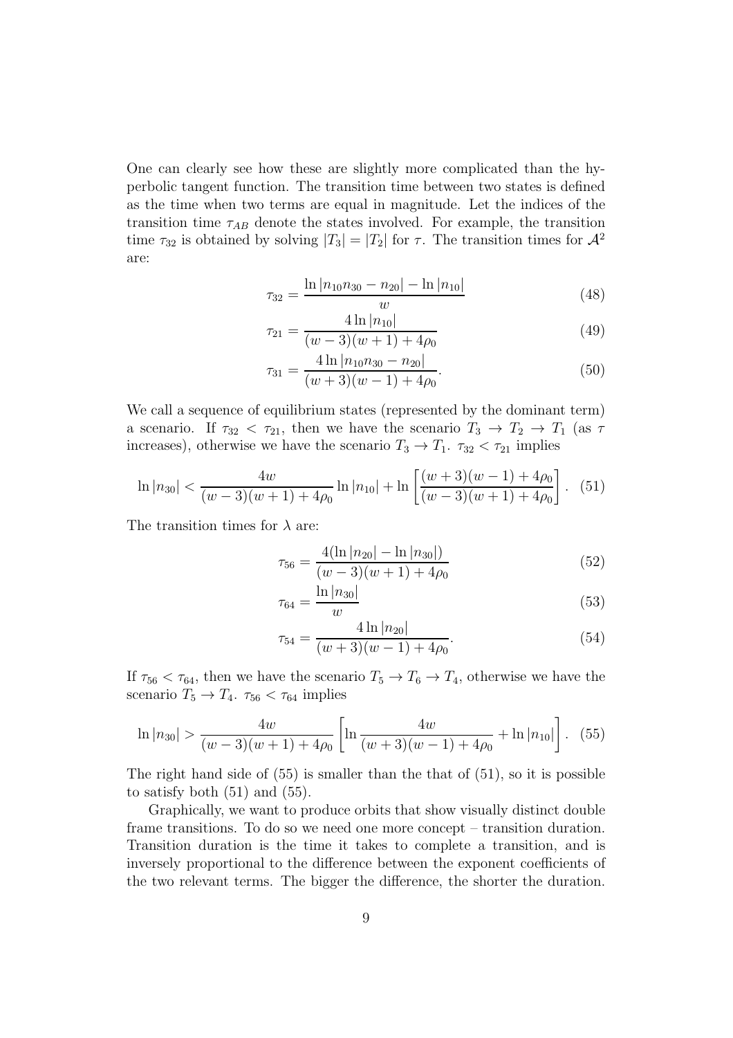One can clearly see how these are slightly more complicated than the hyperbolic tangent function. The transition time between two states is defined as the time when two terms are equal in magnitude. Let the indices of the transition time $\tau_{AB}$ denote the states involved. For example, the transition time $\tau_{32}$ is obtained by solving $|T_3| = |T_2|$ for $\tau$. The transition times for $\mathcal{A}^2$ are:

$$
\tau_{32} = \frac{\ln|n_{10}n_{30} - n_{20}| - \ln|n_{10}|}{w} \tag{48}
$$

$$
\tau_{21} = \frac{4\ln|n_{10}|}{(w-3)(w+1)+4\rho_0} \tag{49}
$$

$$
\tau_{31} = \frac{4\ln|n_{10}n_{30} - n_{20}|}{(w+3)(w-1)+4\rho_0}. \tag{50}
$$

We call a sequence of equilibrium states (represented by the dominant term) a scenario. If $\tau_{32} < \tau_{21}$, then we have the scenario $T_3 \to T_2 \to T_1$ (as $\tau$ increases), otherwise we have the scenario $T_3 \to T_1$. $\tau_{32} < \tau_{21}$ implies

$$
\ln|n_{30}| < \frac{4w}{(w-3)(w+1)+4\rho_0}\ln|n_{10}| + \ln\left[\frac{(w+3)(w-1)+4\rho_0}{(w-3)(w+1)+4\rho_0}\right]. \tag{51}
$$

The transition times for $\lambda$ are:

$$
\tau_{56} = \frac{4(\ln|n_{20}| - \ln|n_{30}|)}{(w-3)(w+1)+4\rho_0} \tag{52}
$$

$$
\tau_{64} = \frac{\ln|n_{30}|}{w} \tag{53}
$$

$$
\tau_{54} = \frac{4\ln|n_{20}|}{(w+3)(w-1)+4\rho_0}. \tag{54}
$$

If $\tau_{56} < \tau_{64}$, then we have the scenario $T_5 \to T_6 \to T_4$, otherwise we have the scenario $T_5 \to T_4$. $\tau_{56} < \tau_{64}$ implies

$$
\ln|n_{30}| > \frac{4w}{(w-3)(w+1)+4\rho_0}\left[\ln\frac{4w}{(w+3)(w-1)+4\rho_0} + \ln|n_{10}|\right]. \tag{55}
$$

The right hand side of (55) is smaller than the that of (51), so it is possible to satisfy both (51) and (55).

Graphically, we want to produce orbits that show visually distinct double frame transitions. To do so we need one more concept – transition duration. Transition duration is the time it takes to complete a transition, and is inversely proportional to the difference between the exponent coefficients of the two relevant terms. The bigger the difference, the shorter the duration.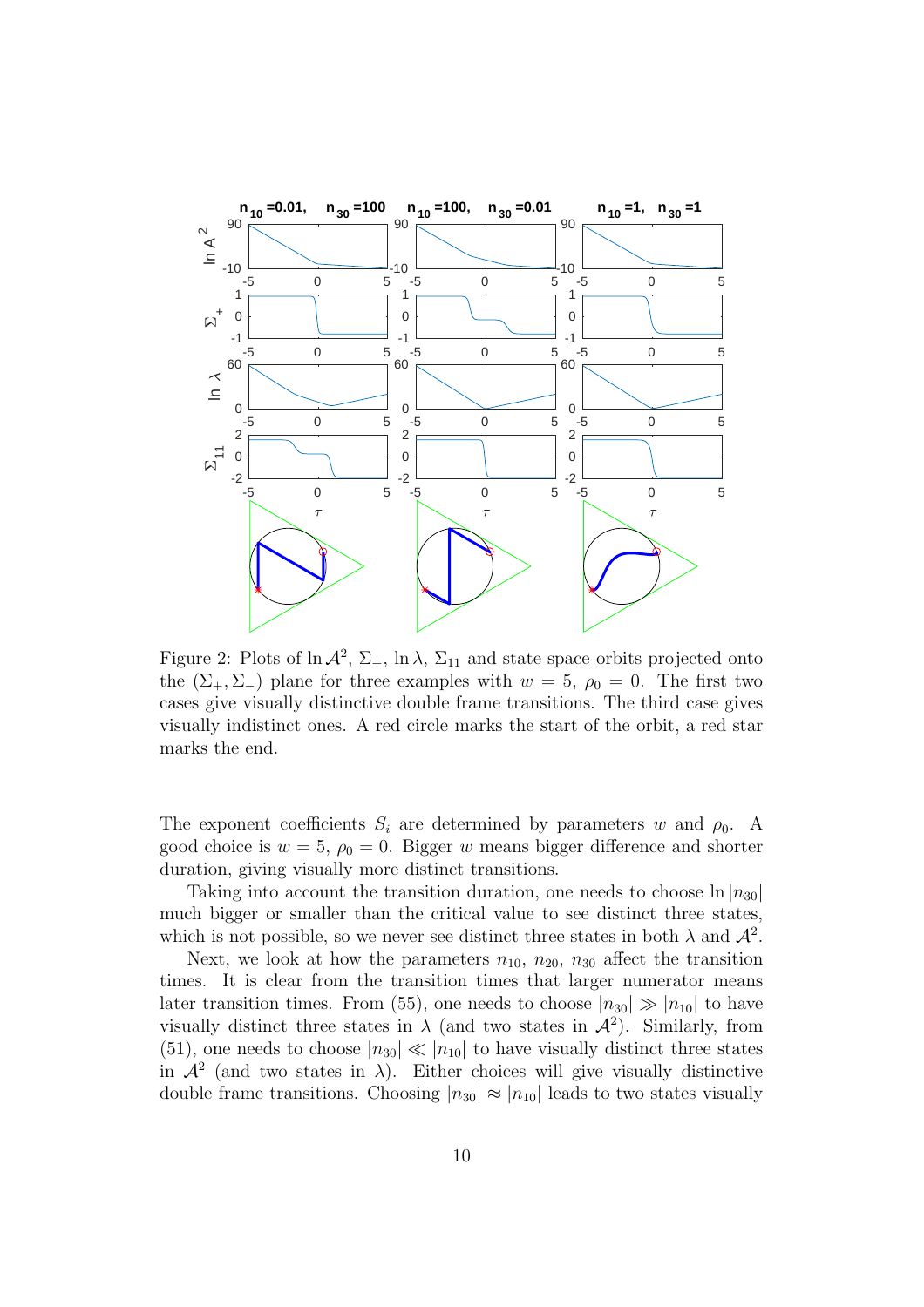Figure 2: Plots of $\ln \mathcal{A}^2$, $\Sigma_+$, $\ln \lambda$, $\Sigma_{11}$ and state space orbits projected onto the $(\Sigma_+, \Sigma_-)$ plane for three examples with $w = 5$, $\rho_0 = 0$. The first two cases give visually distinctive double frame transitions. The third case gives visually indistinct ones. A red circle marks the start of the orbit, a red star marks the end.

The exponent coefficients $S_i$ are determined by parameters $w$ and $\rho_0$. A good choice is $w = 5$, $\rho_0 = 0$. Bigger $w$ means bigger difference and shorter duration, giving visually more distinct transitions.

Taking into account the transition duration, one needs to choose $\ln |n_{30}|$ much bigger or smaller than the critical value to see distinct three states, which is not possible, so we never see distinct three states in both $\lambda$ and $\mathcal{A}^2$.

Next, we look at how the parameters $n_{10}$, $n_{20}$, $n_{30}$ affect the transition times. It is clear from the transition times that larger numerator means later transition times. From (55), one needs to choose $|n_{30}| \gg |n_{10}|$ to have visually distinct three states in $\lambda$ (and two states in $\mathcal{A}^2$). Similarly, from (51), one needs to choose $|n_{30}| \ll |n_{10}|$ to have visually distinct three states in $\mathcal{A}^2$ (and two states in $\lambda$). Either choices will give visually distinctive double frame transitions. Choosing $|n_{30}| \approx |n_{10}|$ leads to two states visually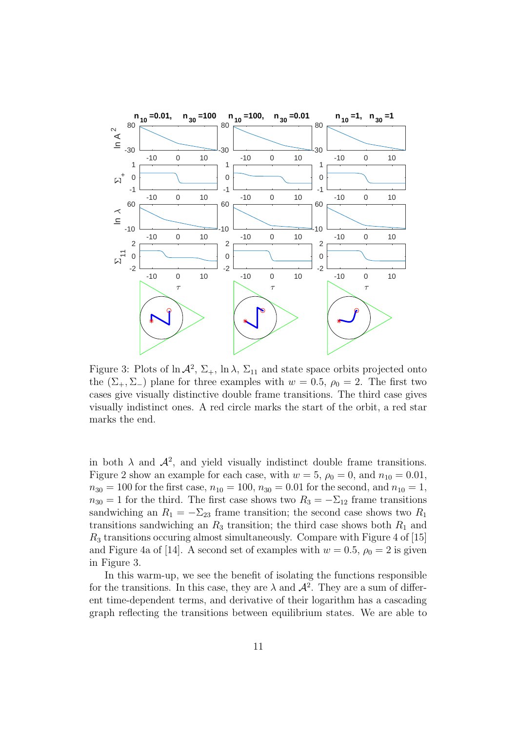Figure 3: Plots of $\ln \mathcal{A}^2$, $\Sigma_+$, $\ln \lambda$, $\Sigma_{11}$ and state space orbits projected onto the $(\Sigma_+, \Sigma_-)$ plane for three examples with $w = 0.5$, $\rho_0 = 2$. The first two cases give visually distinctive double frame transitions. The third case gives visually indistinct ones. A red circle marks the start of the orbit, a red star marks the end.

in both $\lambda$ and $\mathcal{A}^2$, and yield visually indistinct double frame transitions. Figure 2 show an example for each case, with $w = 5$, $\rho_0 = 0$, and $n_{10} = 0.01$, $n_{30} = 100$ for the first case, $n_{10} = 100$, $n_{30} = 0.01$ for the second, and $n_{10} = 1$, $n_{30} = 1$ for the third. The first case shows two $R_3 = -\Sigma_{12}$ frame transitions sandwiching an $R_1 = -\Sigma_{23}$ frame transition; the second case shows two $R_1$ transitions sandwiching an $R_3$ transition; the third case shows both $R_1$ and $R_3$ transitions occuring almost simultaneously. Compare with Figure 4 of [15] and Figure 4a of [14]. A second set of examples with $w = 0.5$, $\rho_0 = 2$ is given in Figure 3.

In this warm-up, we see the benefit of isolating the functions responsible for the transitions. In this case, they are $\lambda$ and $\mathcal{A}^2$. They are a sum of different time-dependent terms, and derivative of their logarithm has a cascading graph reflecting the transitions between equilibrium states. We are able to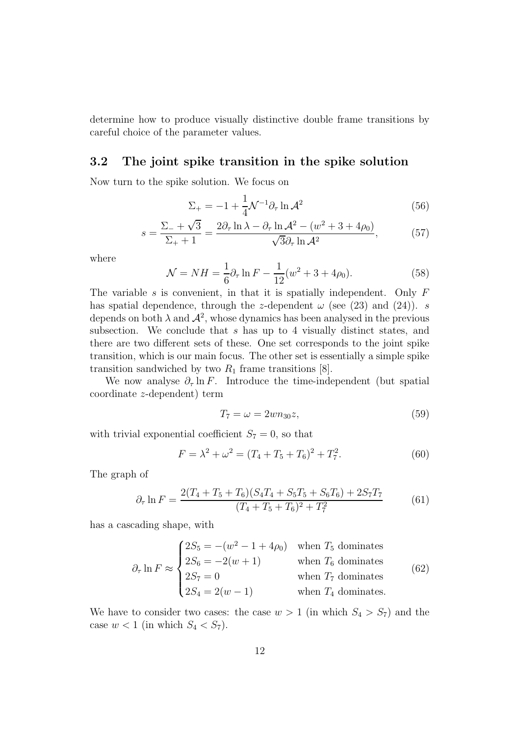determine how to produce visually distinctive double frame transitions by careful choice of the parameter values.

### 3.2 The joint spike transition in the spike solution

Now turn to the spike solution. We focus on

$$\Sigma_+ = -1 + \frac{1}{4}\mathcal{N}^{-1}\partial_\tau \ln \mathcal{A}^2 \tag{56}$$

$$s = \frac{\Sigma_- + \sqrt{3}}{\Sigma_+ + 1} = \frac{2\partial_\tau \ln \lambda - \partial_\tau \ln \mathcal{A}^2 - (w^2 + 3 + 4\rho_0)}{\sqrt{3}\partial_\tau \ln \mathcal{A}^2}, \tag{57}$$

where

$$\mathcal{N} = NH = \frac{1}{6}\partial_\tau \ln F - \frac{1}{12}(w^2 + 3 + 4\rho_0). \tag{58}$$

The variable $s$ is convenient, in that it is spatially independent. Only $F$ has spatial dependence, through the $z$-dependent $\omega$ (see (23) and (24)). $s$ depends on both $\lambda$ and $\mathcal{A}^2$, whose dynamics has been analysed in the previous subsection. We conclude that $s$ has up to 4 visually distinct states, and there are two different sets of these. One set corresponds to the joint spike transition, which is our main focus. The other set is essentially a simple spike transition sandwiched by two $R_1$ frame transitions [8].

We now analyse $\partial_\tau \ln F$. Introduce the time-independent (but spatial coordinate $z$-dependent) term

$$T_7 = \omega = 2wn_{30}z, \tag{59}$$

with trivial exponential coefficient $S_7 = 0$, so that

$$F = \lambda^2 + \omega^2 = (T_4 + T_5 + T_6)^2 + T_7^2. \tag{60}$$

The graph of

$$\partial_\tau \ln F = \frac{2(T_4 + T_5 + T_6)(S_4 T_4 + S_5 T_5 + S_6 T_6) + 2S_7 T_7}{(T_4 + T_5 + T_6)^2 + T_7^2} \tag{61}$$

has a cascading shape, with

$$\partial_\tau \ln F \approx \begin{cases} 2S_5 = -(w^2 - 1 + 4\rho_0) & \text{when } T_5 \text{ dominates} \\ 2S_6 = -2(w+1) & \text{when } T_6 \text{ dominates} \\ 2S_7 = 0 & \text{when } T_7 \text{ dominates} \\ 2S_4 = 2(w-1) & \text{when } T_4 \text{ dominates.} \end{cases} \tag{62}$$

We have to consider two cases: the case $w > 1$ (in which $S_4 > S_7$) and the case $w < 1$ (in which $S_4 < S_7$).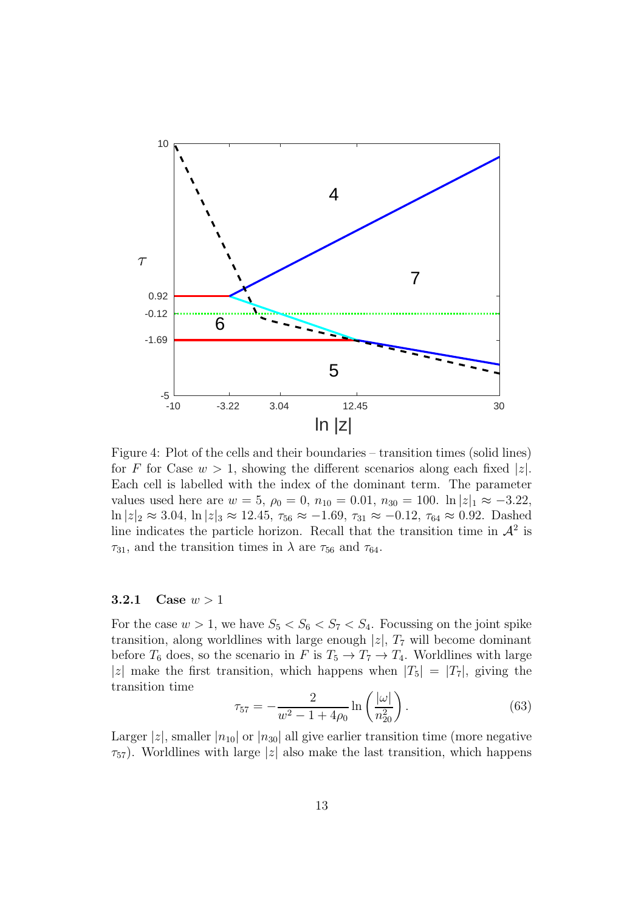Figure 4: Plot of the cells and their boundaries – transition times (solid lines) for $F$ for Case $w > 1$, showing the different scenarios along each fixed $|z|$. Each cell is labelled with the index of the dominant term. The parameter values used here are $w = 5$, $\rho_0 = 0$, $n_{10} = 0.01$, $n_{30} = 100$. $\ln|z|_1 \approx -3.22$, $\ln|z|_2 \approx 3.04$, $\ln|z|_3 \approx 12.45$, $\tau_{56} \approx -1.69$, $\tau_{31} \approx -0.12$, $\tau_{64} \approx 0.92$. Dashed line indicates the particle horizon. Recall that the transition time in $\mathcal{A}^2$ is $\tau_{31}$, and the transition times in $\lambda$ are $\tau_{56}$ and $\tau_{64}$.

#### 3.2.1 Case $w > 1$

For the case $w > 1$, we have $S_5 < S_6 < S_7 < S_4$. Focussing on the joint spike transition, along worldlines with large enough $|z|$, $T_7$ will become dominant before $T_6$ does, so the scenario in $F$ is $T_5 \to T_7 \to T_4$. Worldlines with large $|z|$ make the first transition, which happens when $|T_5| = |T_7|$, giving the transition time

$$\tau_{57} = -\frac{2}{w^2 - 1 + 4\rho_0} \ln\left(\frac{|\omega|}{n_{20}^2}\right). \tag{63}$$

Larger $|z|$, smaller $|n_{10}|$ or $|n_{30}|$ all give earlier transition time (more negative $\tau_{57}$). Worldlines with large $|z|$ also make the last transition, which happens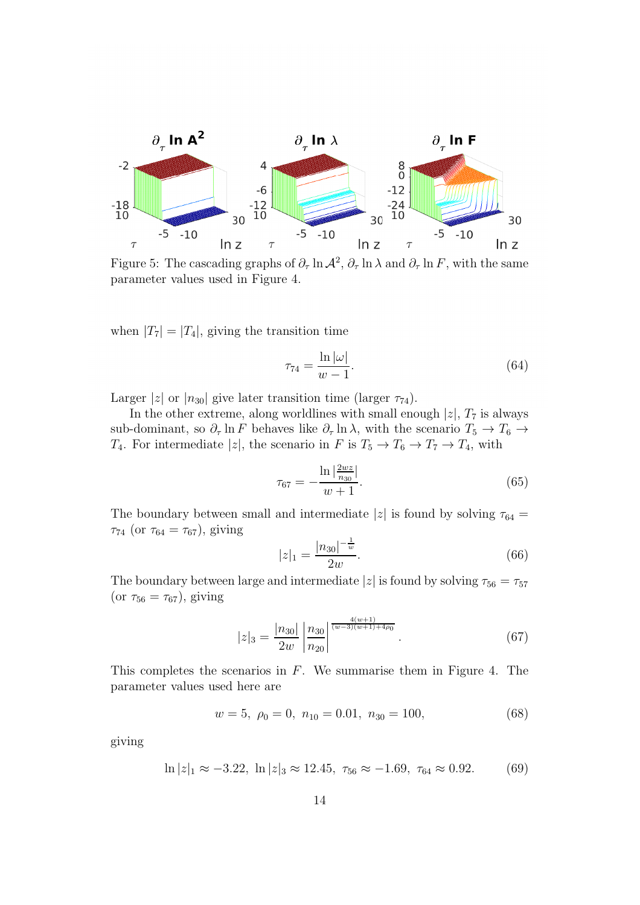Figure 5: The cascading graphs of $\partial_\tau \ln \mathcal{A}^2$, $\partial_\tau \ln \lambda$ and $\partial_\tau \ln F$, with the same parameter values used in Figure 4.

when $|T_7| = |T_4|$, giving the transition time

$$\tau_{74} = \frac{\ln |\omega|}{w - 1}. \tag{64}$$

Larger $|z|$ or $|n_{30}|$ give later transition time (larger $\tau_{74}$).

In the other extreme, along worldlines with small enough $|z|$, $T_7$ is always sub-dominant, so $\partial_\tau \ln F$ behaves like $\partial_\tau \ln \lambda$, with the scenario $T_5 \to T_6 \to T_4$. For intermediate $|z|$, the scenario in $F$ is $T_5 \to T_6 \to T_7 \to T_4$, with

$$\tau_{67} = -\frac{\ln |\frac{2wz}{n_{30}}|}{w + 1}. \tag{65}$$

The boundary between small and intermediate $|z|$ is found by solving $\tau_{64} = \tau_{74}$ (or $\tau_{64} = \tau_{67}$), giving

$$|z|_1 = \frac{|n_{30}|^{-\frac{1}{w}}}{2w}. \tag{66}$$

The boundary between large and intermediate $|z|$ is found by solving $\tau_{56} = \tau_{57}$ (or $\tau_{56} = \tau_{67}$), giving

$$|z|_3 = \frac{|n_{30}|}{2w} \left|\frac{n_{30}}{n_{20}}\right|^{\frac{4(w+1)}{(w-3)(w+1)+4\rho_0}}. \tag{67}$$

This completes the scenarios in $F$. We summarise them in Figure 4. The parameter values used here are

$$w = 5, \ \rho_0 = 0, \ n_{10} = 0.01, \ n_{30} = 100, \tag{68}$$

giving

$$\ln |z|_1 \approx -3.22, \ \ln |z|_3 \approx 12.45, \ \tau_{56} \approx -1.69, \ \tau_{64} \approx 0.92. \tag{69}$$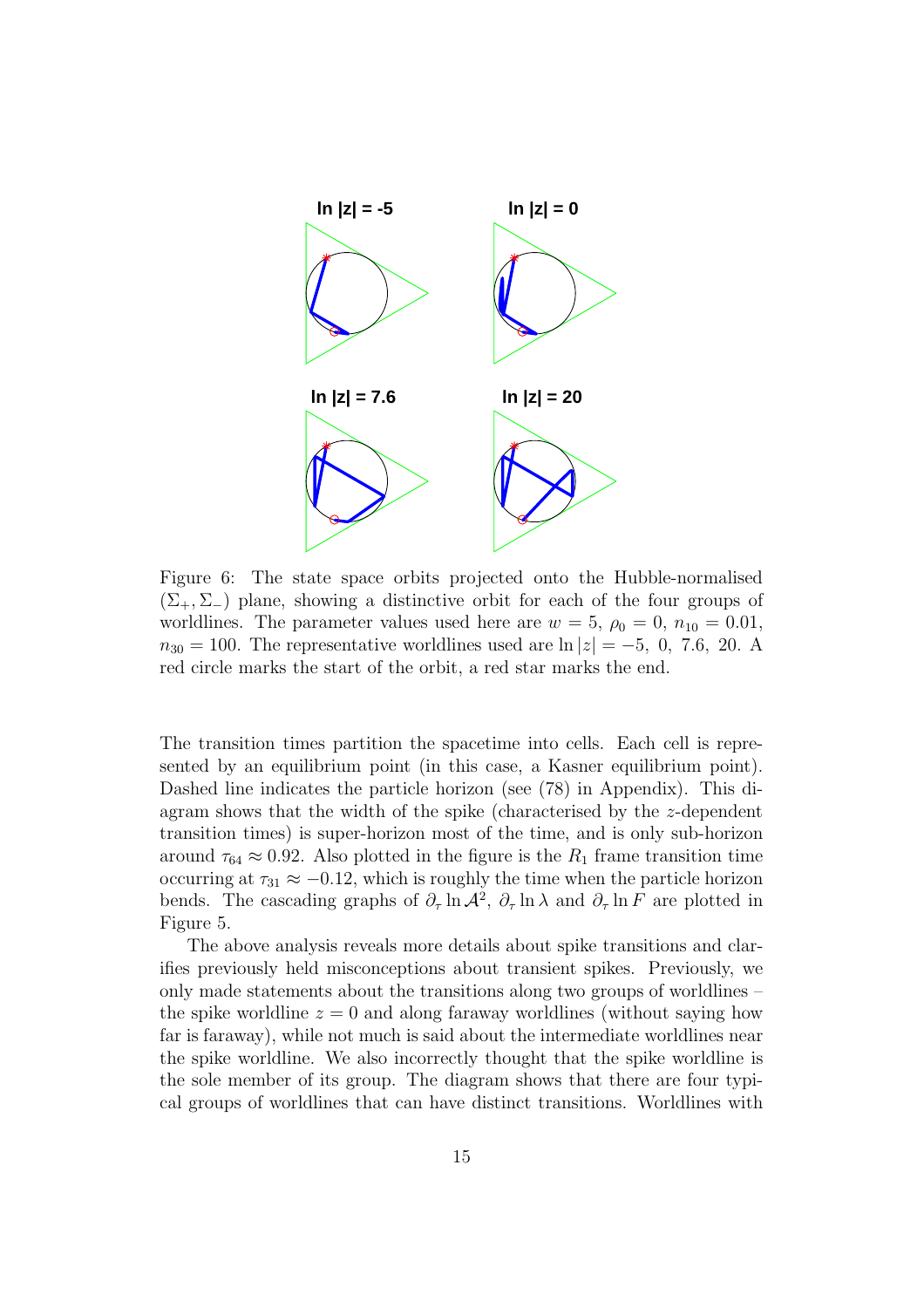Figure 6: The state space orbits projected onto the Hubble-normalised $(\Sigma_+, \Sigma_-)$ plane, showing a distinctive orbit for each of the four groups of worldlines. The parameter values used here are $w = 5$, $\rho_0 = 0$, $n_{10} = 0.01$, $n_{30} = 100$. The representative worldlines used are $\ln|z| = -5,\ 0,\ 7.6,\ 20$. A red circle marks the start of the orbit, a red star marks the end.

The transition times partition the spacetime into cells. Each cell is represented by an equilibrium point (in this case, a Kasner equilibrium point). Dashed line indicates the particle horizon (see (78) in Appendix). This diagram shows that the width of the spike (characterised by the $z$-dependent transition times) is super-horizon most of the time, and is only sub-horizon around $\tau_{64} \approx 0.92$. Also plotted in the figure is the $R_1$ frame transition time occurring at $\tau_{31} \approx -0.12$, which is roughly the time when the particle horizon bends. The cascading graphs of $\partial_\tau \ln \mathcal{A}^2$, $\partial_\tau \ln \lambda$ and $\partial_\tau \ln F$ are plotted in Figure 5.

The above analysis reveals more details about spike transitions and clarifies previously held misconceptions about transient spikes. Previously, we only made statements about the transitions along two groups of worldlines – the spike worldline $z = 0$ and along faraway worldlines (without saying how far is faraway), while not much is said about the intermediate worldlines near the spike worldline. We also incorrectly thought that the spike worldline is the sole member of its group. The diagram shows that there are four typical groups of worldlines that can have distinct transitions. Worldlines with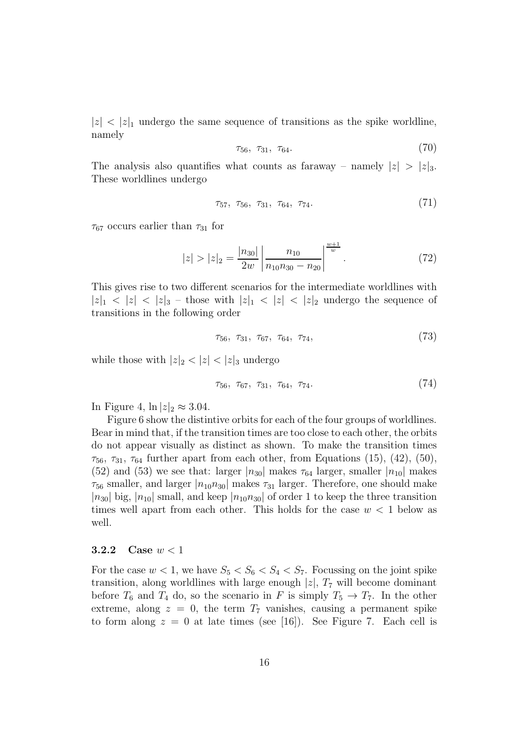$|z| < |z|_1$ undergo the same sequence of transitions as the spike worldline, namely

$$\tau_{56},\ \tau_{31},\ \tau_{64}. \tag{70}$$

The analysis also quantifies what counts as faraway – namely $|z| > |z|_3$. These worldlines undergo

$$\tau_{57},\ \tau_{56},\ \tau_{31},\ \tau_{64},\ \tau_{74}. \tag{71}$$

$\tau_{67}$ occurs earlier than $\tau_{31}$ for

$$|z| > |z|_2 = \frac{|n_{30}|}{2w} \left| \frac{n_{10}}{n_{10}n_{30} - n_{20}} \right|^{\frac{w+1}{w}}. \tag{72}$$

This gives rise to two different scenarios for the intermediate worldlines with $|z|_1 < |z| < |z|_3$ – those with $|z|_1 < |z| < |z|_2$ undergo the sequence of transitions in the following order

$$\tau_{56},\ \tau_{31},\ \tau_{67},\ \tau_{64},\ \tau_{74}, \tag{73}$$

while those with $|z|_2 < |z| < |z|_3$ undergo

$$\tau_{56},\ \tau_{67},\ \tau_{31},\ \tau_{64},\ \tau_{74}. \tag{74}$$

In Figure 4, $\ln |z|_2 \approx 3.04$.

Figure 6 show the distintive orbits for each of the four groups of worldlines. Bear in mind that, if the transition times are too close to each other, the orbits do not appear visually as distinct as shown. To make the transition times $\tau_{56}$, $\tau_{31}$, $\tau_{64}$ further apart from each other, from Equations (15), (42), (50), (52) and (53) we see that: larger $|n_{30}|$ makes $\tau_{64}$ larger, smaller $|n_{10}|$ makes $\tau_{56}$ smaller, and larger $|n_{10}n_{30}|$ makes $\tau_{31}$ larger. Therefore, one should make $|n_{30}|$ big, $|n_{10}|$ small, and keep $|n_{10}n_{30}|$ of order 1 to keep the three transition times well apart from each other. This holds for the case $w < 1$ below as well.

### 3.2.2 Case $w < 1$

For the case $w < 1$, we have $S_5 < S_6 < S_4 < S_7$. Focussing on the joint spike transition, along worldlines with large enough $|z|$, $T_7$ will become dominant before $T_6$ and $T_4$ do, so the scenario in $F$ is simply $T_5 \to T_7$. In the other extreme, along $z = 0$, the term $T_7$ vanishes, causing a permanent spike to form along $z = 0$ at late times (see [16]). See Figure 7. Each cell is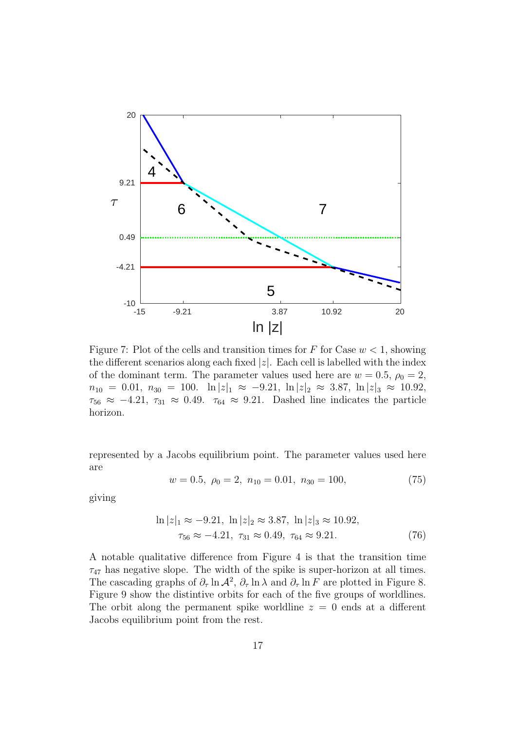Figure 7: Plot of the cells and transition times for $F$ for Case $w < 1$, showing the different scenarios along each fixed $|z|$. Each cell is labelled with the index of the dominant term. The parameter values used here are $w = 0.5$, $\rho_0 = 2$, $n_{10} = 0.01$, $n_{30} = 100$. $\ln|z|_1 \approx -9.21$, $\ln|z|_2 \approx 3.87$, $\ln|z|_3 \approx 10.92$, $\tau_{56} \approx -4.21$, $\tau_{31} \approx 0.49$. $\tau_{64} \approx 9.21$. Dashed line indicates the particle horizon.

represented by a Jacobs equilibrium point. The parameter values used here are

$$w = 0.5,\ \rho_0 = 2,\ n_{10} = 0.01,\ n_{30} = 100, \tag{75}$$

giving

$$\begin{aligned} \ln|z|_1 \approx -9.21,\ \ln|z|_2 \approx 3.87,\ \ln|z|_3 \approx 10.92, \\ \tau_{56} \approx -4.21,\ \tau_{31} \approx 0.49,\ \tau_{64} \approx 9.21. \end{aligned} \tag{76}$$

A notable qualitative difference from Figure 4 is that the transition time $\tau_{47}$ has negative slope. The width of the spike is super-horizon at all times. The cascading graphs of $\partial_\tau \ln \mathcal{A}^2$, $\partial_\tau \ln \lambda$ and $\partial_\tau \ln F$ are plotted in Figure 8. Figure 9 show the distintive orbits for each of the five groups of worldlines. The orbit along the permanent spike worldline $z = 0$ ends at a different Jacobs equilibrium point from the rest.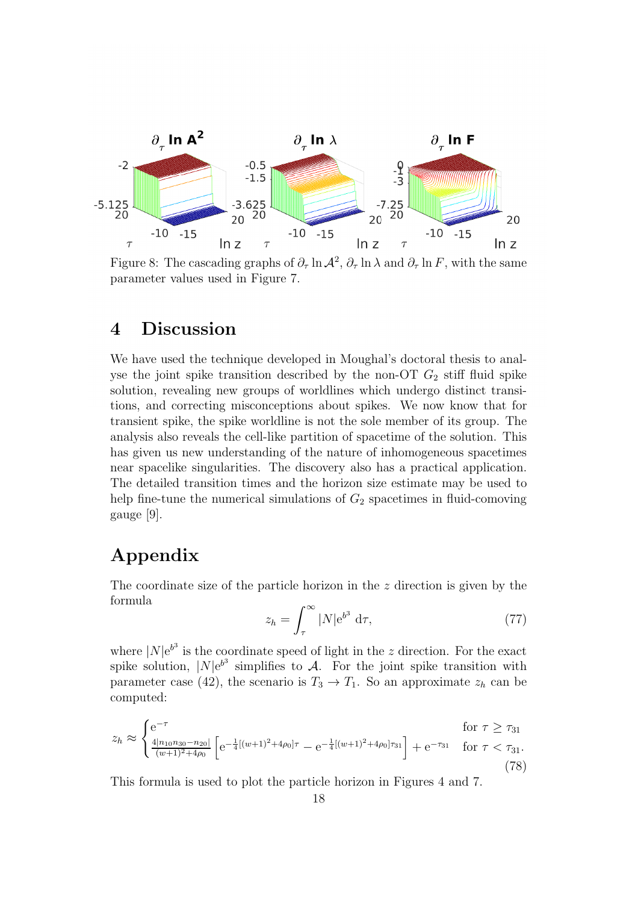Figure 8: The cascading graphs of $\partial_\tau \ln \mathcal{A}^2$, $\partial_\tau \ln \lambda$ and $\partial_\tau \ln F$, with the same parameter values used in Figure 7.

## 4 Discussion

We have used the technique developed in Moughal's doctoral thesis to analyse the joint spike transition described by the non-OT $G_2$ stiff fluid spike solution, revealing new groups of worldlines which undergo distinct transitions, and correcting misconceptions about spikes. We now know that for transient spike, the spike worldline is not the sole member of its group. The analysis also reveals the cell-like partition of spacetime of the solution. This has given us new understanding of the nature of inhomogeneous spacetimes near spacelike singularities. The discovery also has a practical application. The detailed transition times and the horizon size estimate may be used to help fine-tune the numerical simulations of $G_2$ spacetimes in fluid-comoving gauge [9].

## Appendix

The coordinate size of the particle horizon in the $z$ direction is given by the formula

$$z_h = \int_\tau^\infty |N| \mathrm{e}^{b^3} \, \mathrm{d}\tau, \tag{77}$$

where $|N|\mathrm{e}^{b^3}$ is the coordinate speed of light in the $z$ direction. For the exact spike solution, $|N|\mathrm{e}^{b^3}$ simplifies to $\mathcal{A}$. For the joint spike transition with parameter case (42), the scenario is $T_3 \to T_1$. So an approximate $z_h$ can be computed:

$$z_h \approx \begin{cases} \mathrm{e}^{-\tau} & \text{for } \tau \geq \tau_{31} \\ \frac{4|n_{10}n_{30} - n_{20}|}{(w+1)^2 + 4\rho_0} \left[ \mathrm{e}^{-\frac{1}{4}[(w+1)^2+4\rho_0]\tau} - \mathrm{e}^{-\frac{1}{4}[(w+1)^2+4\rho_0]\tau_{31}} \right] + \mathrm{e}^{-\tau_{31}} & \text{for } \tau < \tau_{31}. \end{cases} \tag{78}$$

This formula is used to plot the particle horizon in Figures 4 and 7.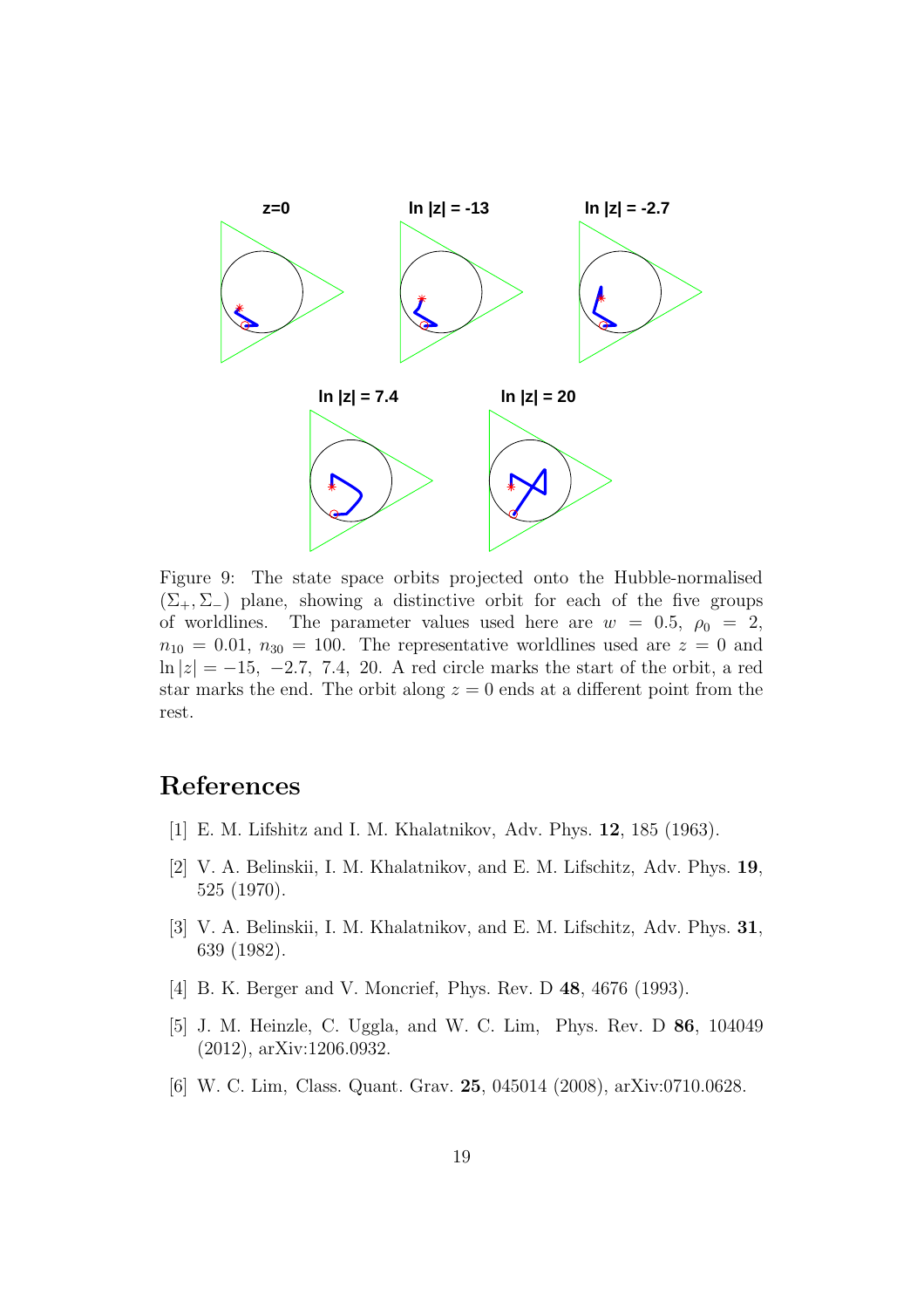Figure 9: The state space orbits projected onto the Hubble-normalised $(\Sigma_+, \Sigma_-)$ plane, showing a distinctive orbit for each of the five groups of worldlines. The parameter values used here are $w = 0.5$, $\rho_0 = 2$, $n_{10} = 0.01$, $n_{30} = 100$. The representative worldlines used are $z = 0$ and $\ln|z| = -15, -2.7, 7.4, 20$. A red circle marks the start of the orbit, a red star marks the end. The orbit along $z = 0$ ends at a different point from the rest.

# References

[1] E. M. Lifshitz and I. M. Khalatnikov, Adv. Phys. **12**, 185 (1963).

[2] V. A. Belinskii, I. M. Khalatnikov, and E. M. Lifschitz, Adv. Phys. **19**, 525 (1970).

[3] V. A. Belinskii, I. M. Khalatnikov, and E. M. Lifschitz, Adv. Phys. **31**, 639 (1982).

[4] B. K. Berger and V. Moncrief, Phys. Rev. D **48**, 4676 (1993).

[5] J. M. Heinzle, C. Uggla, and W. C. Lim, Phys. Rev. D **86**, 104049 (2012), arXiv:1206.0932.

[6] W. C. Lim, Class. Quant. Grav. **25**, 045014 (2008), arXiv:0710.0628.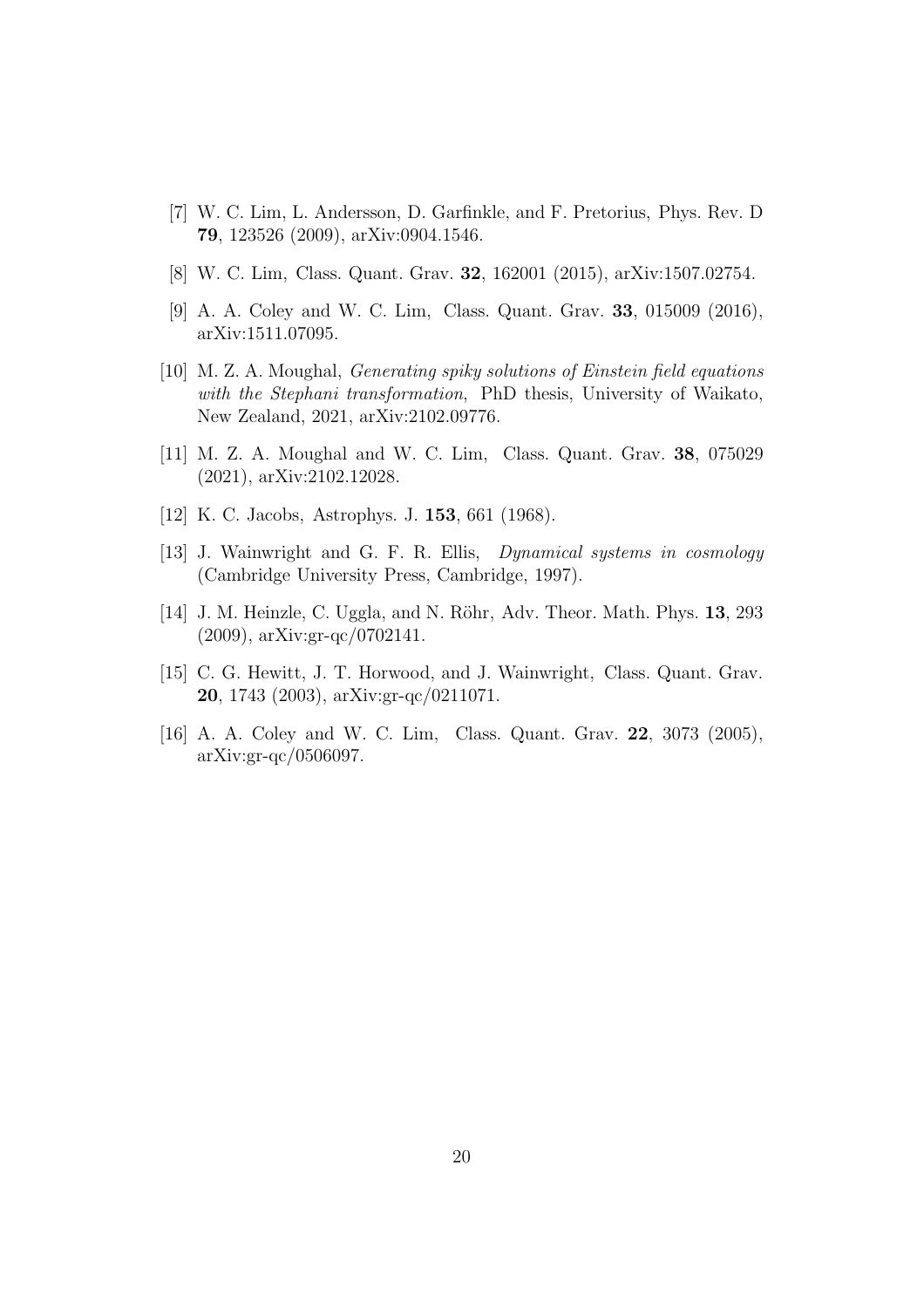[7] W. C. Lim, L. Andersson, D. Garfinkle, and F. Pretorius, Phys. Rev. D **79**, 123526 (2009), arXiv:0904.1546.

[8] W. C. Lim, Class. Quant. Grav. **32**, 162001 (2015), arXiv:1507.02754.

[9] A. A. Coley and W. C. Lim, Class. Quant. Grav. **33**, 015009 (2016), arXiv:1511.07095.

[10] M. Z. A. Moughal, *Generating spiky solutions of Einstein field equations with the Stephani transformation*, PhD thesis, University of Waikato, New Zealand, 2021, arXiv:2102.09776.

[11] M. Z. A. Moughal and W. C. Lim, Class. Quant. Grav. **38**, 075029 (2021), arXiv:2102.12028.

[12] K. C. Jacobs, Astrophys. J. **153**, 661 (1968).

[13] J. Wainwright and G. F. R. Ellis, *Dynamical systems in cosmology* (Cambridge University Press, Cambridge, 1997).

[14] J. M. Heinzle, C. Uggla, and N. Röhr, Adv. Theor. Math. Phys. **13**, 293 (2009), arXiv:gr-qc/0702141.

[15] C. G. Hewitt, J. T. Horwood, and J. Wainwright, Class. Quant. Grav. **20**, 1743 (2003), arXiv:gr-qc/0211071.

[16] A. A. Coley and W. C. Lim, Class. Quant. Grav. **22**, 3073 (2005), arXiv:gr-qc/0506097.